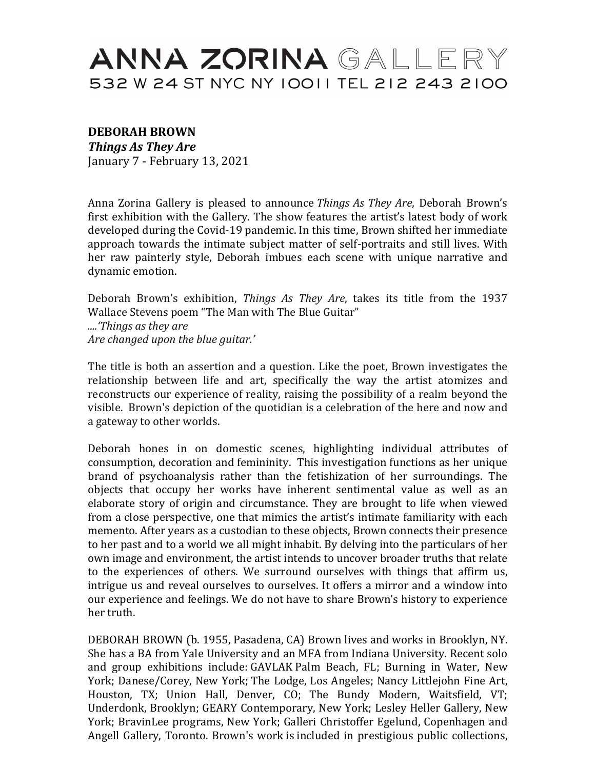# ANNA ZORINA GALLERY

532 W 24 ST NYC NY 10011 TEL 212 243 2100

**DEBORAH BROWN**
***Things As They Are***
January 7 - February 13, 2021

Anna Zorina Gallery is pleased to announce *Things As They Are*, Deborah Brown's first exhibition with the Gallery. The show features the artist's latest body of work developed during the Covid-19 pandemic. In this time, Brown shifted her immediate approach towards the intimate subject matter of self-portraits and still lives. With her raw painterly style, Deborah imbues each scene with unique narrative and dynamic emotion.

Deborah Brown's exhibition, *Things As They Are*, takes its title from the 1937 Wallace Stevens poem "The Man with The Blue Guitar"
*....'Things as they are*
*Are changed upon the blue guitar.'*

The title is both an assertion and a question. Like the poet, Brown investigates the relationship between life and art, specifically the way the artist atomizes and reconstructs our experience of reality, raising the possibility of a realm beyond the visible. Brown's depiction of the quotidian is a celebration of the here and now and a gateway to other worlds.

Deborah hones in on domestic scenes, highlighting individual attributes of consumption, decoration and femininity. This investigation functions as her unique brand of psychoanalysis rather than the fetishization of her surroundings. The objects that occupy her works have inherent sentimental value as well as an elaborate story of origin and circumstance. They are brought to life when viewed from a close perspective, one that mimics the artist's intimate familiarity with each memento. After years as a custodian to these objects, Brown connects their presence to her past and to a world we all might inhabit. By delving into the particulars of her own image and environment, the artist intends to uncover broader truths that relate to the experiences of others. We surround ourselves with things that affirm us, intrigue us and reveal ourselves to ourselves. It offers a mirror and a window into our experience and feelings. We do not have to share Brown's history to experience her truth.

DEBORAH BROWN (b. 1955, Pasadena, CA) Brown lives and works in Brooklyn, NY. She has a BA from Yale University and an MFA from Indiana University. Recent solo and group exhibitions include: GAVLAK Palm Beach, FL; Burning in Water, New York; Danese/Corey, New York; The Lodge, Los Angeles; Nancy Littlejohn Fine Art, Houston, TX; Union Hall, Denver, CO; The Bundy Modern, Waitsfield, VT; Underdonk, Brooklyn; GEARY Contemporary, New York; Lesley Heller Gallery, New York; BravinLee programs, New York; Galleri Christoffer Egelund, Copenhagen and Angell Gallery, Toronto. Brown's work is included in prestigious public collections,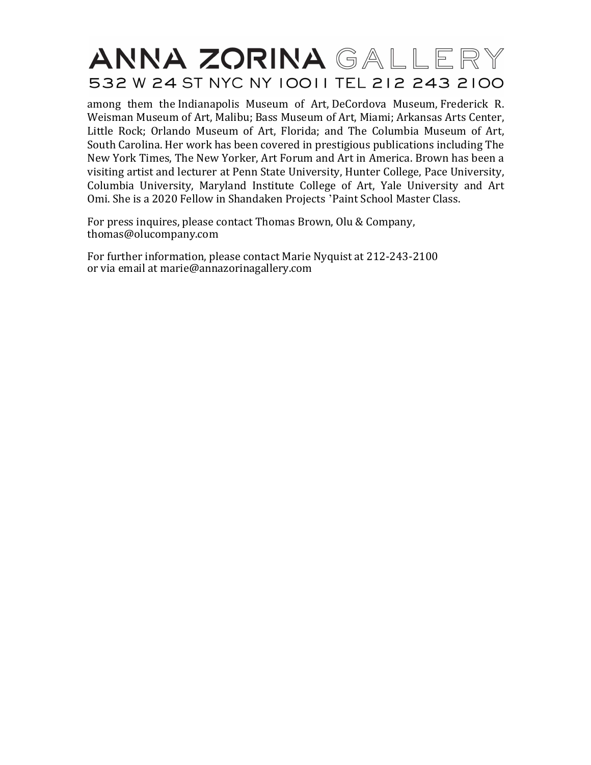among them the Indianapolis Museum of Art, DeCordova Museum, Frederick R. Weisman Museum of Art, Malibu; Bass Museum of Art, Miami; Arkansas Arts Center, Little Rock; Orlando Museum of Art, Florida; and The Columbia Museum of Art, South Carolina. Her work has been covered in prestigious publications including The New York Times, The New Yorker, Art Forum and Art in America. Brown has been a visiting artist and lecturer at Penn State University, Hunter College, Pace University, Columbia University, Maryland Institute College of Art, Yale University and Art Omi. She is a 2020 Fellow in Shandaken Projects 'Paint School Master Class.

For press inquires, please contact Thomas Brown, Olu & Company, thomas@olucompany.com

For further information, please contact Marie Nyquist at 212-243-2100 or via email at marie@annazorinagallery.com